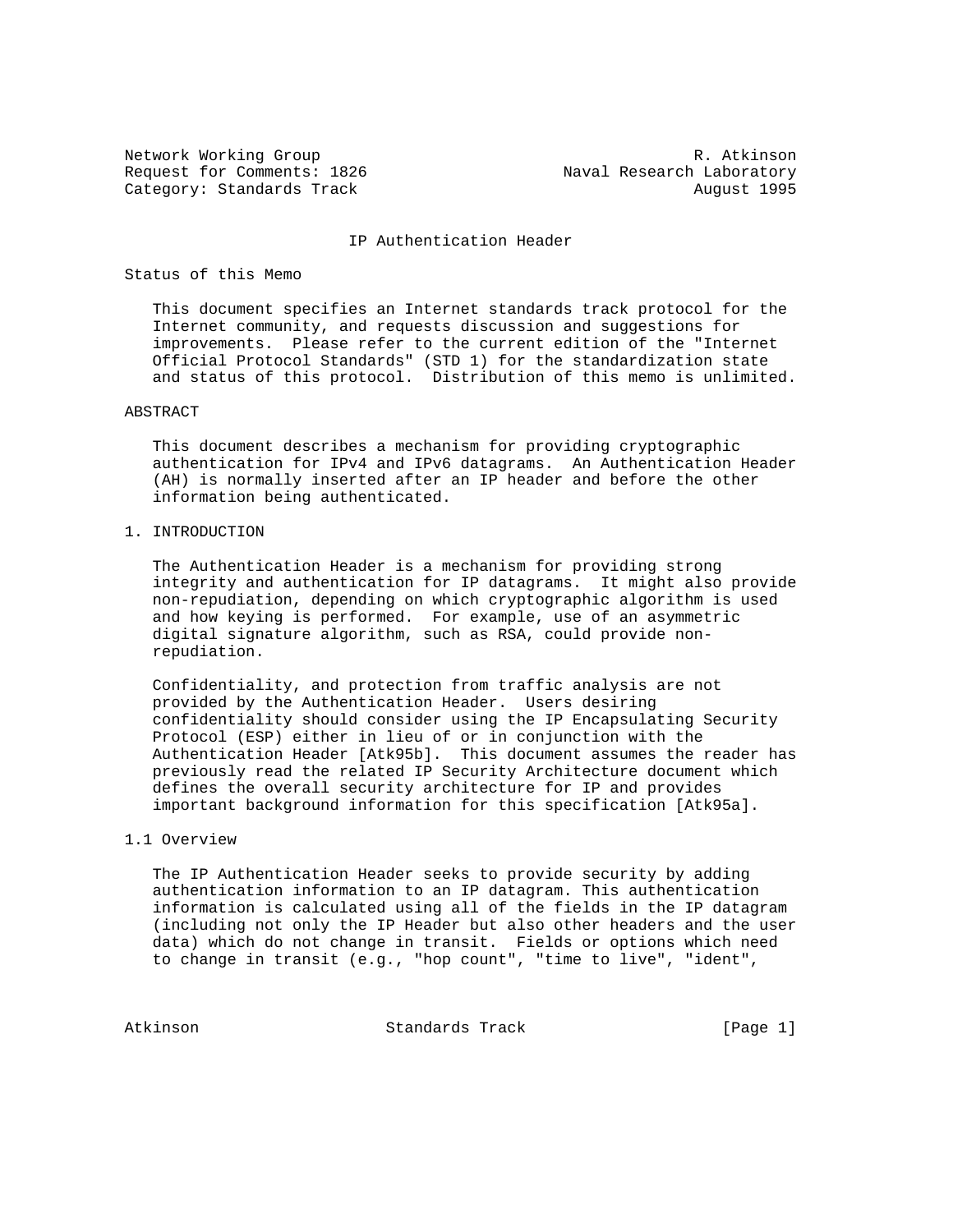Network Working Group R. Atkinson
Request for Comments: 1826 Naval Research Laboratory
Category: Standards Track August 1995

# IP Authentication Header

## Status of this Memo

This document specifies an Internet standards track protocol for the Internet community, and requests discussion and suggestions for improvements. Please refer to the current edition of the "Internet Official Protocol Standards" (STD 1) for the standardization state and status of this protocol. Distribution of this memo is unlimited.

## ABSTRACT

This document describes a mechanism for providing cryptographic authentication for IPv4 and IPv6 datagrams. An Authentication Header (AH) is normally inserted after an IP header and before the other information being authenticated.

## 1. INTRODUCTION

The Authentication Header is a mechanism for providing strong integrity and authentication for IP datagrams. It might also provide non-repudiation, depending on which cryptographic algorithm is used and how keying is performed. For example, use of an asymmetric digital signature algorithm, such as RSA, could provide non-repudiation.

Confidentiality, and protection from traffic analysis are not provided by the Authentication Header. Users desiring confidentiality should consider using the IP Encapsulating Security Protocol (ESP) either in lieu of or in conjunction with the Authentication Header [Atk95b]. This document assumes the reader has previously read the related IP Security Architecture document which defines the overall security architecture for IP and provides important background information for this specification [Atk95a].

### 1.1 Overview

The IP Authentication Header seeks to provide security by adding authentication information to an IP datagram. This authentication information is calculated using all of the fields in the IP datagram (including not only the IP Header but also other headers and the user data) which do not change in transit. Fields or options which need to change in transit (e.g., "hop count", "time to live", "ident",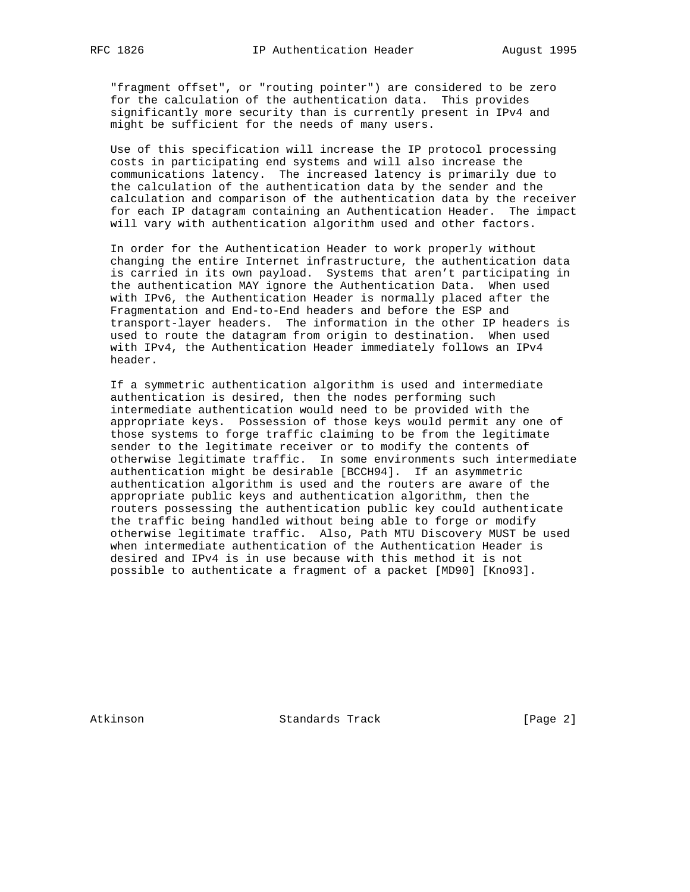"fragment offset", or "routing pointer") are considered to be zero for the calculation of the authentication data. This provides significantly more security than is currently present in IPv4 and might be sufficient for the needs of many users.

Use of this specification will increase the IP protocol processing costs in participating end systems and will also increase the communications latency. The increased latency is primarily due to the calculation of the authentication data by the sender and the calculation and comparison of the authentication data by the receiver for each IP datagram containing an Authentication Header. The impact will vary with authentication algorithm used and other factors.

In order for the Authentication Header to work properly without changing the entire Internet infrastructure, the authentication data is carried in its own payload. Systems that aren't participating in the authentication MAY ignore the Authentication Data. When used with IPv6, the Authentication Header is normally placed after the Fragmentation and End-to-End headers and before the ESP and transport-layer headers. The information in the other IP headers is used to route the datagram from origin to destination. When used with IPv4, the Authentication Header immediately follows an IPv4 header.

If a symmetric authentication algorithm is used and intermediate authentication is desired, then the nodes performing such intermediate authentication would need to be provided with the appropriate keys. Possession of those keys would permit any one of those systems to forge traffic claiming to be from the legitimate sender to the legitimate receiver or to modify the contents of otherwise legitimate traffic. In some environments such intermediate authentication might be desirable [BCCH94]. If an asymmetric authentication algorithm is used and the routers are aware of the appropriate public keys and authentication algorithm, then the routers possessing the authentication public key could authenticate the traffic being handled without being able to forge or modify otherwise legitimate traffic. Also, Path MTU Discovery MUST be used when intermediate authentication of the Authentication Header is desired and IPv4 is in use because with this method it is not possible to authenticate a fragment of a packet [MD90] [Kno93].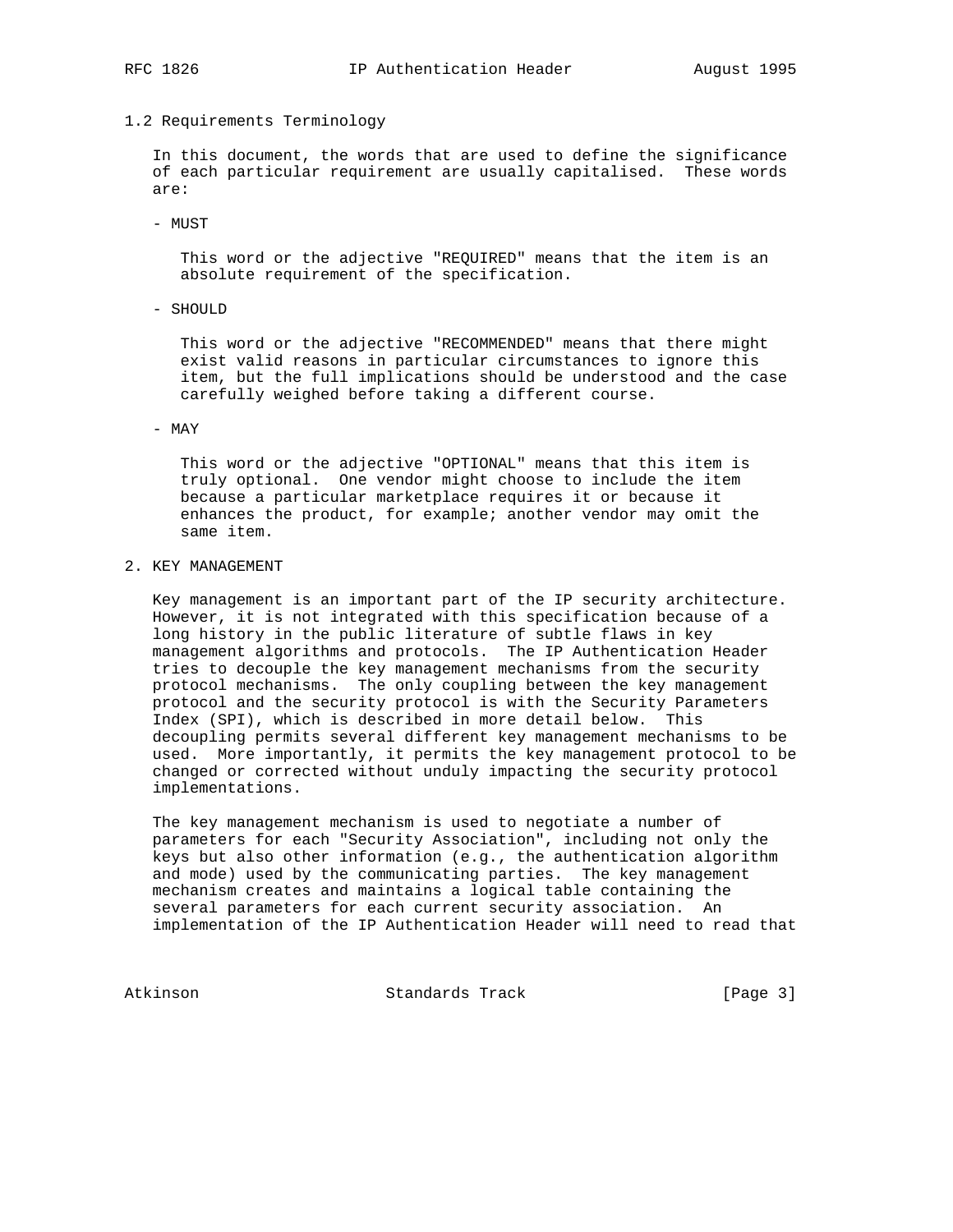### 1.2 Requirements Terminology

In this document, the words that are used to define the significance of each particular requirement are usually capitalised. These words are:

- MUST

  This word or the adjective "REQUIRED" means that the item is an absolute requirement of the specification.

- SHOULD

  This word or the adjective "RECOMMENDED" means that there might exist valid reasons in particular circumstances to ignore this item, but the full implications should be understood and the case carefully weighed before taking a different course.

- MAY

  This word or the adjective "OPTIONAL" means that this item is truly optional. One vendor might choose to include the item because a particular marketplace requires it or because it enhances the product, for example; another vendor may omit the same item.

## 2. KEY MANAGEMENT

Key management is an important part of the IP security architecture. However, it is not integrated with this specification because of a long history in the public literature of subtle flaws in key management algorithms and protocols. The IP Authentication Header tries to decouple the key management mechanisms from the security protocol mechanisms. The only coupling between the key management protocol and the security protocol is with the Security Parameters Index (SPI), which is described in more detail below. This decoupling permits several different key management mechanisms to be used. More importantly, it permits the key management protocol to be changed or corrected without unduly impacting the security protocol implementations.

The key management mechanism is used to negotiate a number of parameters for each "Security Association", including not only the keys but also other information (e.g., the authentication algorithm and mode) used by the communicating parties. The key management mechanism creates and maintains a logical table containing the several parameters for each current security association. An implementation of the IP Authentication Header will need to read that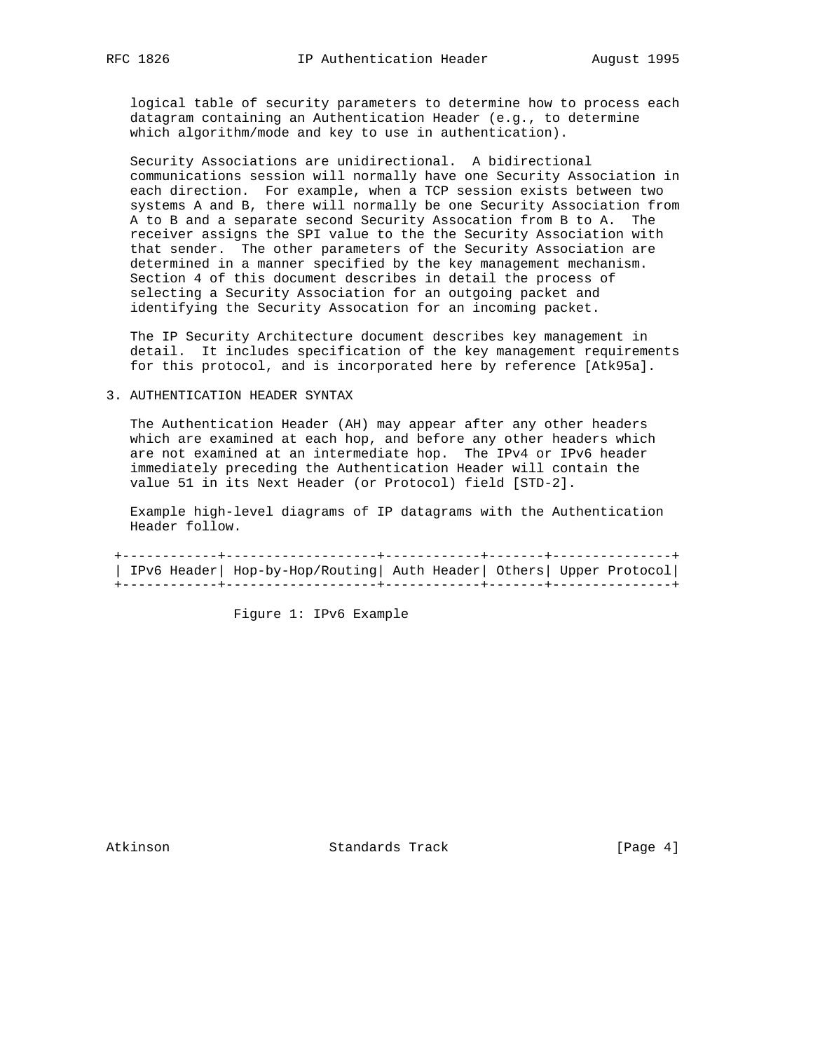logical table of security parameters to determine how to process each datagram containing an Authentication Header (e.g., to determine which algorithm/mode and key to use in authentication).

Security Associations are unidirectional. A bidirectional communications session will normally have one Security Association in each direction. For example, when a TCP session exists between two systems A and B, there will normally be one Security Association from A to B and a separate second Security Assocation from B to A. The receiver assigns the SPI value to the the Security Association with that sender. The other parameters of the Security Association are determined in a manner specified by the key management mechanism. Section 4 of this document describes in detail the process of selecting a Security Association for an outgoing packet and identifying the Security Assocation for an incoming packet.

The IP Security Architecture document describes key management in detail. It includes specification of the key management requirements for this protocol, and is incorporated here by reference [Atk95a].

## 3. AUTHENTICATION HEADER SYNTAX

The Authentication Header (AH) may appear after any other headers which are examined at each hop, and before any other headers which are not examined at an intermediate hop. The IPv4 or IPv6 header immediately preceding the Authentication Header will contain the value 51 in its Next Header (or Protocol) field [STD-2].

Example high-level diagrams of IP datagrams with the Authentication Header follow.

```
 +------------+-------------------+------------+-------+---------------+
 | IPv6 Header| Hop-by-Hop/Routing| Auth Header| Others| Upper Protocol|
 +------------+-------------------+------------+-------+---------------+
```

Figure 1: IPv6 Example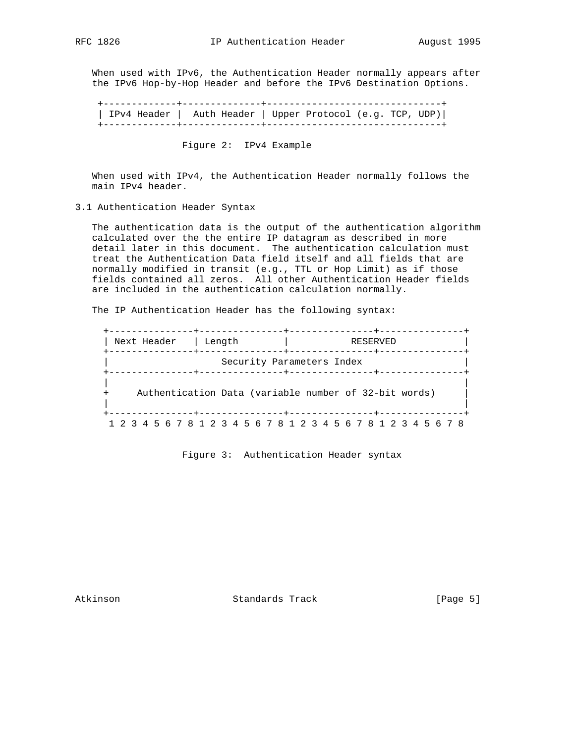When used with IPv6, the Authentication Header normally appears after the IPv6 Hop-by-Hop Header and before the IPv6 Destination Options.

```
 +-------------+-------------+-------------------------------+
 | IPv4 Header |  Auth Header | Upper Protocol (e.g. TCP, UDP)|
 +-------------+-------------+-------------------------------+
```

Figure 2: IPv4 Example

When used with IPv4, the Authentication Header normally follows the main IPv4 header.

## 3.1 Authentication Header Syntax

The authentication data is the output of the authentication algorithm calculated over the the entire IP datagram as described in more detail later in this document. The authentication calculation must treat the Authentication Data field itself and all fields that are normally modified in transit (e.g., TTL or Hop Limit) as if those fields contained all zeros. All other Authentication Header fields are included in the authentication calculation normally.

The IP Authentication Header has the following syntax:

```
+---------------+---------------+---------------+---------------+
| Next Header   | Length        |           RESERVED            |
+---------------+---------------+---------------+---------------+
|                   Security Parameters Index                   |
+---------------+---------------+---------------+---------------+
|                                                               |
+     Authentication Data (variable number of 32-bit words)     |
|                                                               |
+---------------+---------------+---------------+---------------+
 1 2 3 4 5 6 7 8 1 2 3 4 5 6 7 8 1 2 3 4 5 6 7 8 1 2 3 4 5 6 7 8
```

Figure 3: Authentication Header syntax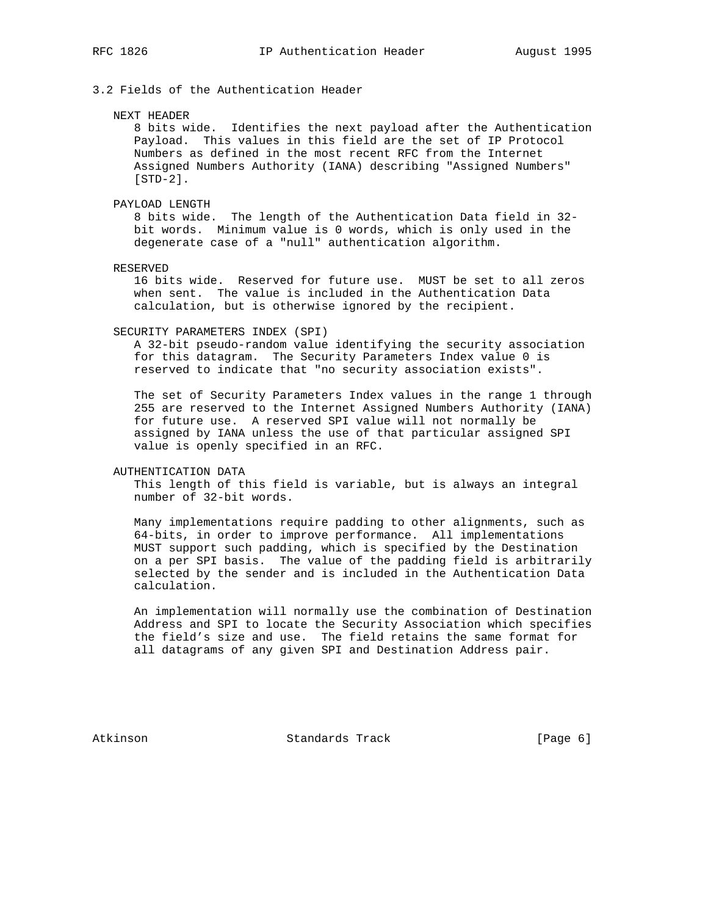## 3.2 Fields of the Authentication Header

NEXT HEADER

8 bits wide. Identifies the next payload after the Authentication Payload. This values in this field are the set of IP Protocol Numbers as defined in the most recent RFC from the Internet Assigned Numbers Authority (IANA) describing "Assigned Numbers" [STD-2].

PAYLOAD LENGTH

8 bits wide. The length of the Authentication Data field in 32-bit words. Minimum value is 0 words, which is only used in the degenerate case of a "null" authentication algorithm.

RESERVED

16 bits wide. Reserved for future use. MUST be set to all zeros when sent. The value is included in the Authentication Data calculation, but is otherwise ignored by the recipient.

SECURITY PARAMETERS INDEX (SPI)

A 32-bit pseudo-random value identifying the security association for this datagram. The Security Parameters Index value 0 is reserved to indicate that "no security association exists".

The set of Security Parameters Index values in the range 1 through 255 are reserved to the Internet Assigned Numbers Authority (IANA) for future use. A reserved SPI value will not normally be assigned by IANA unless the use of that particular assigned SPI value is openly specified in an RFC.

AUTHENTICATION DATA

This length of this field is variable, but is always an integral number of 32-bit words.

Many implementations require padding to other alignments, such as 64-bits, in order to improve performance. All implementations MUST support such padding, which is specified by the Destination on a per SPI basis. The value of the padding field is arbitrarily selected by the sender and is included in the Authentication Data calculation.

An implementation will normally use the combination of Destination Address and SPI to locate the Security Association which specifies the field's size and use. The field retains the same format for all datagrams of any given SPI and Destination Address pair.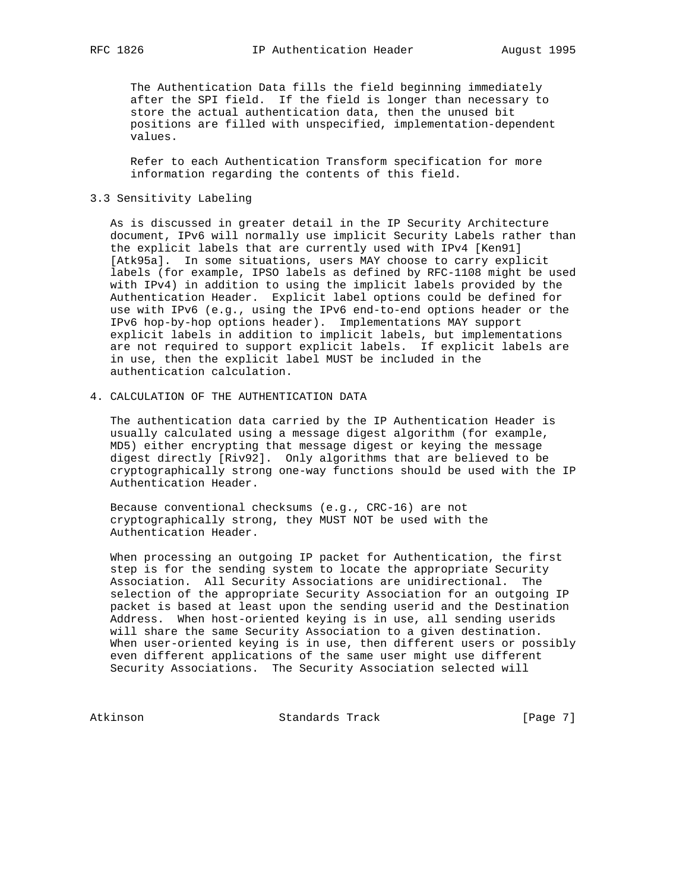The Authentication Data fills the field beginning immediately after the SPI field. If the field is longer than necessary to store the actual authentication data, then the unused bit positions are filled with unspecified, implementation-dependent values.

Refer to each Authentication Transform specification for more information regarding the contents of this field.

### 3.3 Sensitivity Labeling

As is discussed in greater detail in the IP Security Architecture document, IPv6 will normally use implicit Security Labels rather than the explicit labels that are currently used with IPv4 [Ken91] [Atk95a]. In some situations, users MAY choose to carry explicit labels (for example, IPSO labels as defined by RFC-1108 might be used with IPv4) in addition to using the implicit labels provided by the Authentication Header. Explicit label options could be defined for use with IPv6 (e.g., using the IPv6 end-to-end options header or the IPv6 hop-by-hop options header). Implementations MAY support explicit labels in addition to implicit labels, but implementations are not required to support explicit labels. If explicit labels are in use, then the explicit label MUST be included in the authentication calculation.

## 4. CALCULATION OF THE AUTHENTICATION DATA

The authentication data carried by the IP Authentication Header is usually calculated using a message digest algorithm (for example, MD5) either encrypting that message digest or keying the message digest directly [Riv92]. Only algorithms that are believed to be cryptographically strong one-way functions should be used with the IP Authentication Header.

Because conventional checksums (e.g., CRC-16) are not cryptographically strong, they MUST NOT be used with the Authentication Header.

When processing an outgoing IP packet for Authentication, the first step is for the sending system to locate the appropriate Security Association. All Security Associations are unidirectional. The selection of the appropriate Security Association for an outgoing IP packet is based at least upon the sending userid and the Destination Address. When host-oriented keying is in use, all sending userids will share the same Security Association to a given destination. When user-oriented keying is in use, then different users or possibly even different applications of the same user might use different Security Associations. The Security Association selected will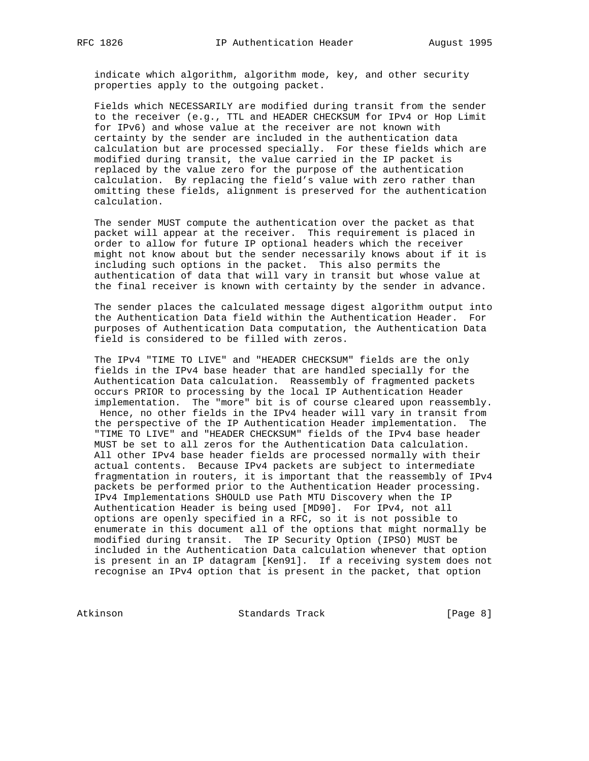indicate which algorithm, algorithm mode, key, and other security properties apply to the outgoing packet.

Fields which NECESSARILY are modified during transit from the sender to the receiver (e.g., TTL and HEADER CHECKSUM for IPv4 or Hop Limit for IPv6) and whose value at the receiver are not known with certainty by the sender are included in the authentication data calculation but are processed specially. For these fields which are modified during transit, the value carried in the IP packet is replaced by the value zero for the purpose of the authentication calculation. By replacing the field's value with zero rather than omitting these fields, alignment is preserved for the authentication calculation.

The sender MUST compute the authentication over the packet as that packet will appear at the receiver. This requirement is placed in order to allow for future IP optional headers which the receiver might not know about but the sender necessarily knows about if it is including such options in the packet. This also permits the authentication of data that will vary in transit but whose value at the final receiver is known with certainty by the sender in advance.

The sender places the calculated message digest algorithm output into the Authentication Data field within the Authentication Header. For purposes of Authentication Data computation, the Authentication Data field is considered to be filled with zeros.

The IPv4 "TIME TO LIVE" and "HEADER CHECKSUM" fields are the only fields in the IPv4 base header that are handled specially for the Authentication Data calculation. Reassembly of fragmented packets occurs PRIOR to processing by the local IP Authentication Header implementation. The "more" bit is of course cleared upon reassembly. Hence, no other fields in the IPv4 header will vary in transit from the perspective of the IP Authentication Header implementation. The "TIME TO LIVE" and "HEADER CHECKSUM" fields of the IPv4 base header MUST be set to all zeros for the Authentication Data calculation. All other IPv4 base header fields are processed normally with their actual contents. Because IPv4 packets are subject to intermediate fragmentation in routers, it is important that the reassembly of IPv4 packets be performed prior to the Authentication Header processing. IPv4 Implementations SHOULD use Path MTU Discovery when the IP Authentication Header is being used [MD90]. For IPv4, not all options are openly specified in a RFC, so it is not possible to enumerate in this document all of the options that might normally be modified during transit. The IP Security Option (IPSO) MUST be included in the Authentication Data calculation whenever that option is present in an IP datagram [Ken91]. If a receiving system does not recognise an IPv4 option that is present in the packet, that option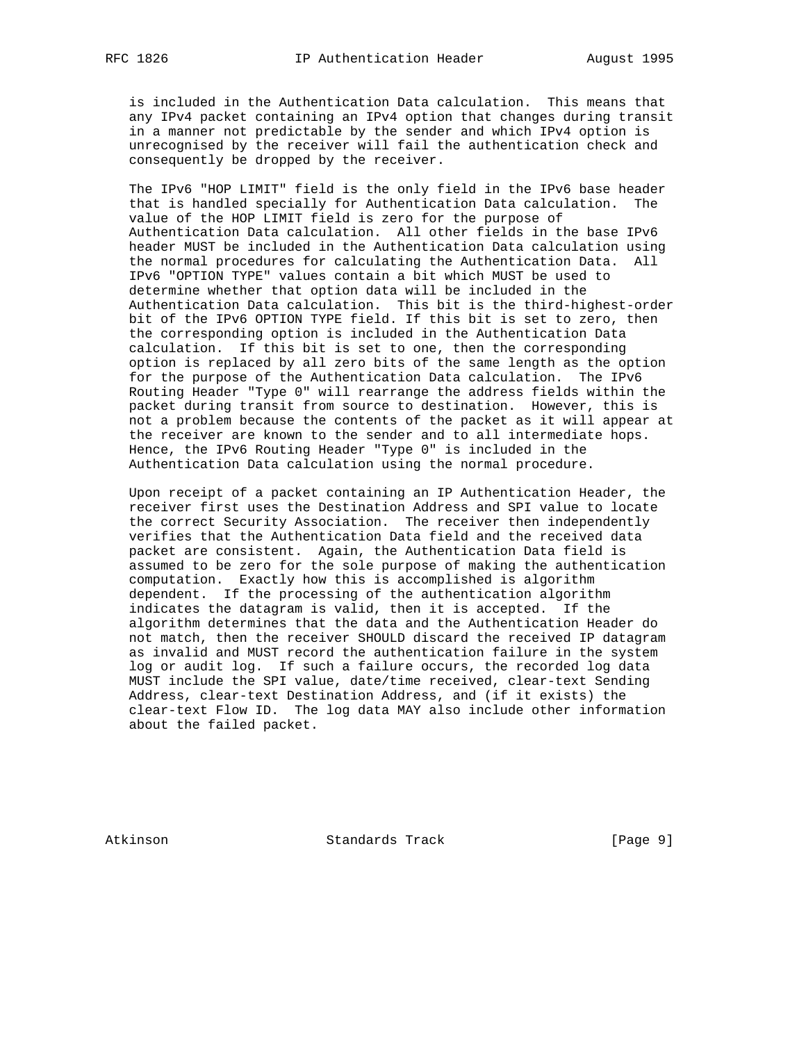is included in the Authentication Data calculation. This means that any IPv4 packet containing an IPv4 option that changes during transit in a manner not predictable by the sender and which IPv4 option is unrecognised by the receiver will fail the authentication check and consequently be dropped by the receiver.

The IPv6 "HOP LIMIT" field is the only field in the IPv6 base header that is handled specially for Authentication Data calculation. The value of the HOP LIMIT field is zero for the purpose of Authentication Data calculation. All other fields in the base IPv6 header MUST be included in the Authentication Data calculation using the normal procedures for calculating the Authentication Data. All IPv6 "OPTION TYPE" values contain a bit which MUST be used to determine whether that option data will be included in the Authentication Data calculation. This bit is the third-highest-order bit of the IPv6 OPTION TYPE field. If this bit is set to zero, then the corresponding option is included in the Authentication Data calculation. If this bit is set to one, then the corresponding option is replaced by all zero bits of the same length as the option for the purpose of the Authentication Data calculation. The IPv6 Routing Header "Type 0" will rearrange the address fields within the packet during transit from source to destination. However, this is not a problem because the contents of the packet as it will appear at the receiver are known to the sender and to all intermediate hops. Hence, the IPv6 Routing Header "Type 0" is included in the Authentication Data calculation using the normal procedure.

Upon receipt of a packet containing an IP Authentication Header, the receiver first uses the Destination Address and SPI value to locate the correct Security Association. The receiver then independently verifies that the Authentication Data field and the received data packet are consistent. Again, the Authentication Data field is assumed to be zero for the sole purpose of making the authentication computation. Exactly how this is accomplished is algorithm dependent. If the processing of the authentication algorithm indicates the datagram is valid, then it is accepted. If the algorithm determines that the data and the Authentication Header do not match, then the receiver SHOULD discard the received IP datagram as invalid and MUST record the authentication failure in the system log or audit log. If such a failure occurs, the recorded log data MUST include the SPI value, date/time received, clear-text Sending Address, clear-text Destination Address, and (if it exists) the clear-text Flow ID. The log data MAY also include other information about the failed packet.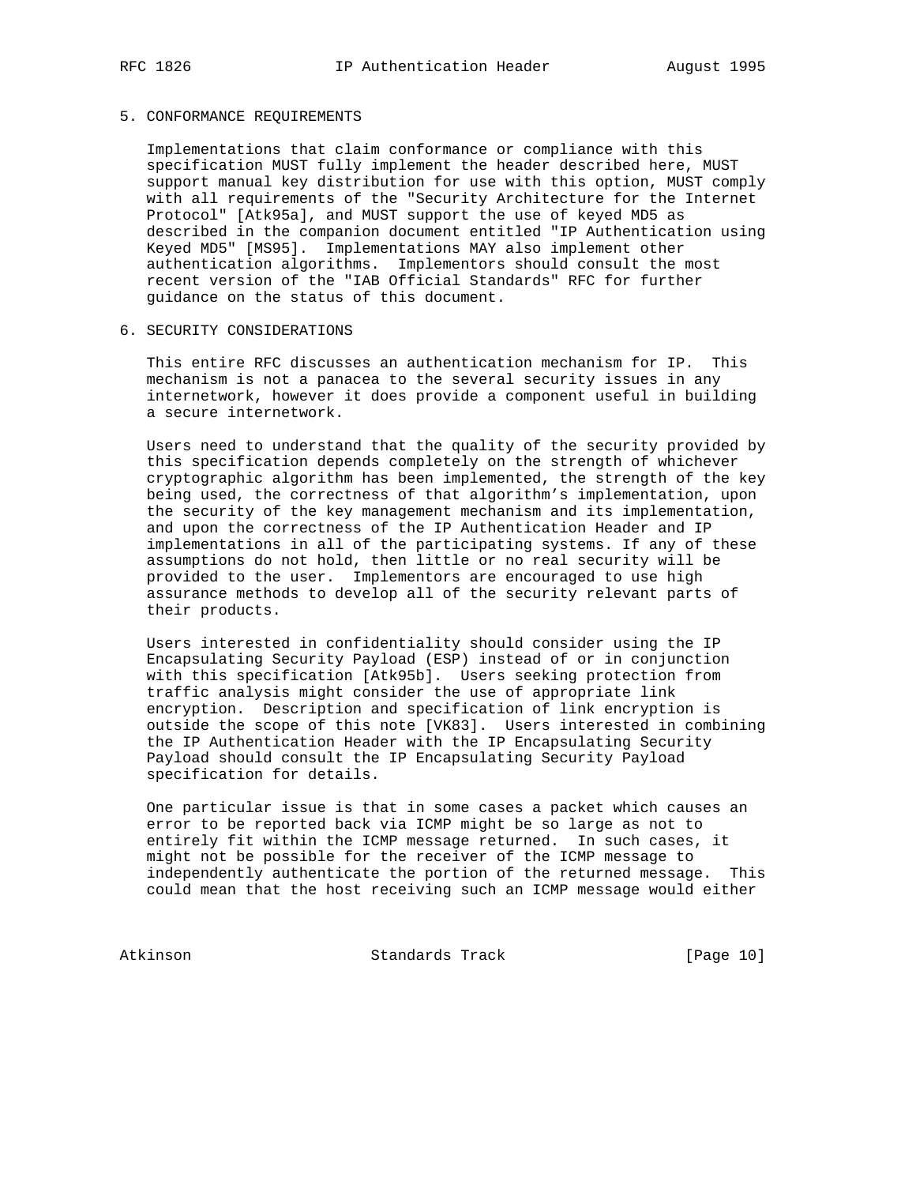## 5. CONFORMANCE REQUIREMENTS

Implementations that claim conformance or compliance with this specification MUST fully implement the header described here, MUST support manual key distribution for use with this option, MUST comply with all requirements of the "Security Architecture for the Internet Protocol" [Atk95a], and MUST support the use of keyed MD5 as described in the companion document entitled "IP Authentication using Keyed MD5" [MS95]. Implementations MAY also implement other authentication algorithms. Implementors should consult the most recent version of the "IAB Official Standards" RFC for further guidance on the status of this document.

## 6. SECURITY CONSIDERATIONS

This entire RFC discusses an authentication mechanism for IP. This mechanism is not a panacea to the several security issues in any internetwork, however it does provide a component useful in building a secure internetwork.

Users need to understand that the quality of the security provided by this specification depends completely on the strength of whichever cryptographic algorithm has been implemented, the strength of the key being used, the correctness of that algorithm's implementation, upon the security of the key management mechanism and its implementation, and upon the correctness of the IP Authentication Header and IP implementations in all of the participating systems. If any of these assumptions do not hold, then little or no real security will be provided to the user. Implementors are encouraged to use high assurance methods to develop all of the security relevant parts of their products.

Users interested in confidentiality should consider using the IP Encapsulating Security Payload (ESP) instead of or in conjunction with this specification [Atk95b]. Users seeking protection from traffic analysis might consider the use of appropriate link encryption. Description and specification of link encryption is outside the scope of this note [VK83]. Users interested in combining the IP Authentication Header with the IP Encapsulating Security Payload should consult the IP Encapsulating Security Payload specification for details.

One particular issue is that in some cases a packet which causes an error to be reported back via ICMP might be so large as not to entirely fit within the ICMP message returned. In such cases, it might not be possible for the receiver of the ICMP message to independently authenticate the portion of the returned message. This could mean that the host receiving such an ICMP message would either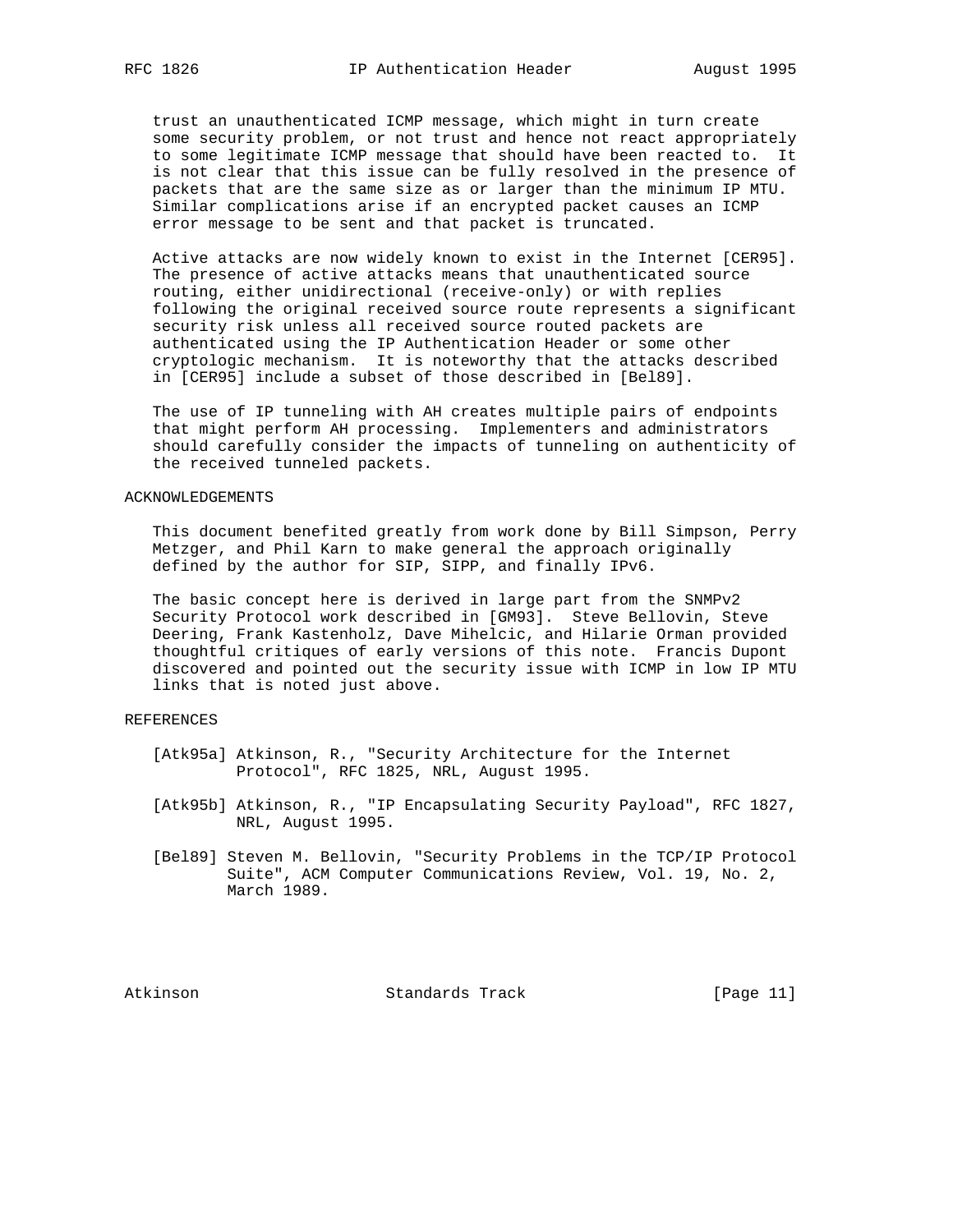trust an unauthenticated ICMP message, which might in turn create some security problem, or not trust and hence not react appropriately to some legitimate ICMP message that should have been reacted to. It is not clear that this issue can be fully resolved in the presence of packets that are the same size as or larger than the minimum IP MTU. Similar complications arise if an encrypted packet causes an ICMP error message to be sent and that packet is truncated.

Active attacks are now widely known to exist in the Internet [CER95]. The presence of active attacks means that unauthenticated source routing, either unidirectional (receive-only) or with replies following the original received source route represents a significant security risk unless all received source routed packets are authenticated using the IP Authentication Header or some other cryptologic mechanism. It is noteworthy that the attacks described in [CER95] include a subset of those described in [Bel89].

The use of IP tunneling with AH creates multiple pairs of endpoints that might perform AH processing. Implementers and administrators should carefully consider the impacts of tunneling on authenticity of the received tunneled packets.

## ACKNOWLEDGEMENTS

This document benefited greatly from work done by Bill Simpson, Perry Metzger, and Phil Karn to make general the approach originally defined by the author for SIP, SIPP, and finally IPv6.

The basic concept here is derived in large part from the SNMPv2 Security Protocol work described in [GM93]. Steve Bellovin, Steve Deering, Frank Kastenholz, Dave Mihelcic, and Hilarie Orman provided thoughtful critiques of early versions of this note. Francis Dupont discovered and pointed out the security issue with ICMP in low IP MTU links that is noted just above.

## REFERENCES

[Atk95a] Atkinson, R., "Security Architecture for the Internet Protocol", RFC 1825, NRL, August 1995.

[Atk95b] Atkinson, R., "IP Encapsulating Security Payload", RFC 1827, NRL, August 1995.

[Bel89] Steven M. Bellovin, "Security Problems in the TCP/IP Protocol Suite", ACM Computer Communications Review, Vol. 19, No. 2, March 1989.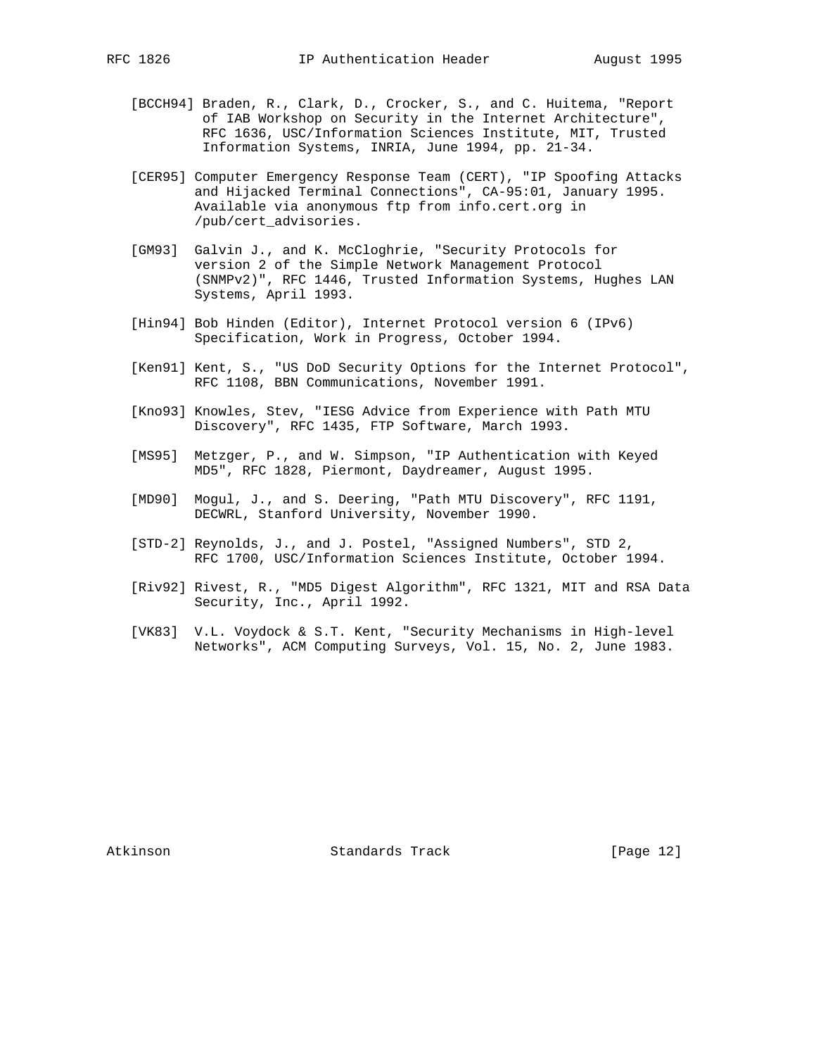[BCCH94] Braden, R., Clark, D., Crocker, S., and C. Huitema, "Report of IAB Workshop on Security in the Internet Architecture", RFC 1636, USC/Information Sciences Institute, MIT, Trusted Information Systems, INRIA, June 1994, pp. 21-34.

[CER95] Computer Emergency Response Team (CERT), "IP Spoofing Attacks and Hijacked Terminal Connections", CA-95:01, January 1995. Available via anonymous ftp from info.cert.org in /pub/cert_advisories.

[GM93] Galvin J., and K. McCloghrie, "Security Protocols for version 2 of the Simple Network Management Protocol (SNMPv2)", RFC 1446, Trusted Information Systems, Hughes LAN Systems, April 1993.

[Hin94] Bob Hinden (Editor), Internet Protocol version 6 (IPv6) Specification, Work in Progress, October 1994.

[Ken91] Kent, S., "US DoD Security Options for the Internet Protocol", RFC 1108, BBN Communications, November 1991.

[Kno93] Knowles, Stev, "IESG Advice from Experience with Path MTU Discovery", RFC 1435, FTP Software, March 1993.

[MS95] Metzger, P., and W. Simpson, "IP Authentication with Keyed MD5", RFC 1828, Piermont, Daydreamer, August 1995.

[MD90] Mogul, J., and S. Deering, "Path MTU Discovery", RFC 1191, DECWRL, Stanford University, November 1990.

[STD-2] Reynolds, J., and J. Postel, "Assigned Numbers", STD 2, RFC 1700, USC/Information Sciences Institute, October 1994.

[Riv92] Rivest, R., "MD5 Digest Algorithm", RFC 1321, MIT and RSA Data Security, Inc., April 1992.

[VK83] V.L. Voydock & S.T. Kent, "Security Mechanisms in High-level Networks", ACM Computing Surveys, Vol. 15, No. 2, June 1983.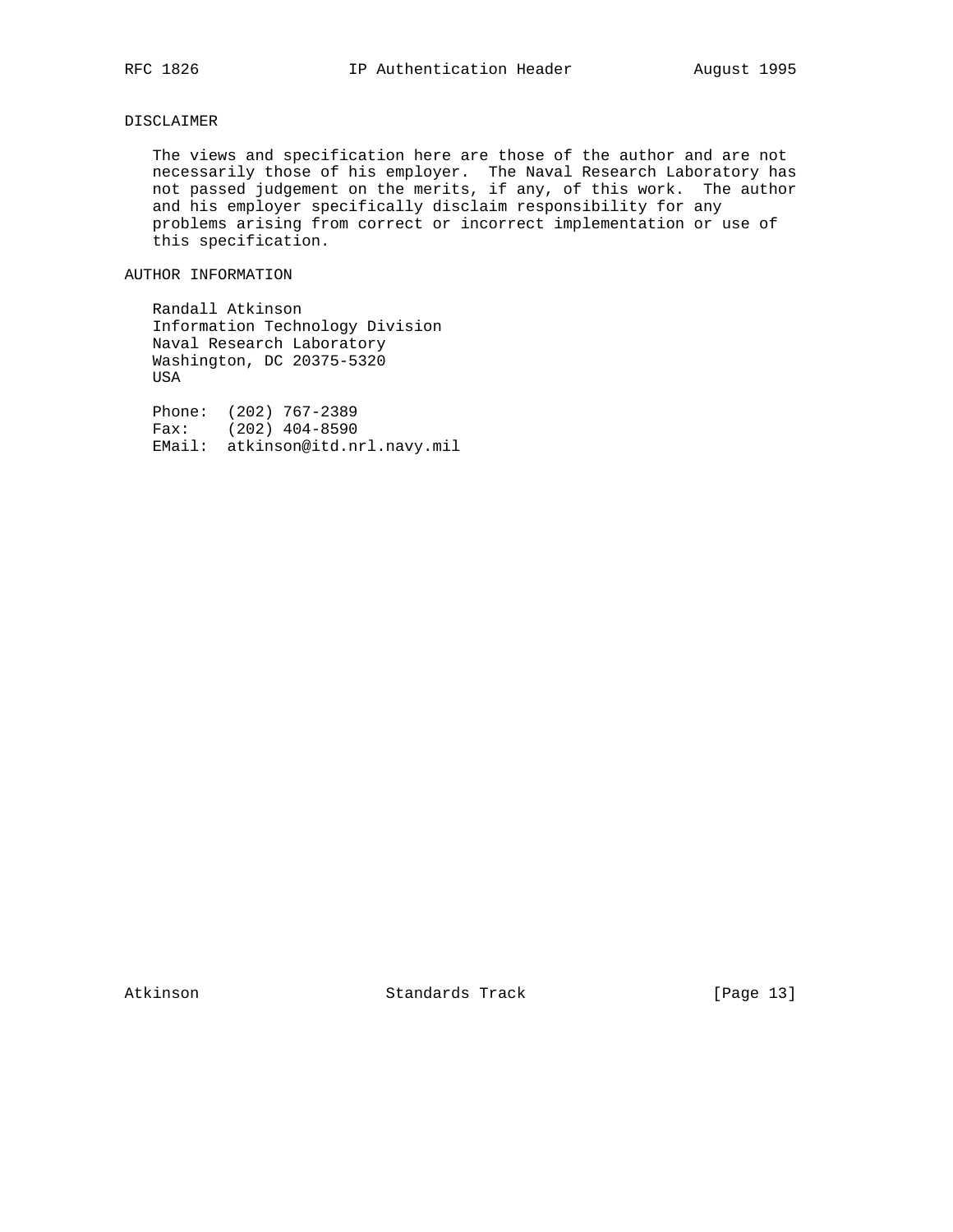## DISCLAIMER

The views and specification here are those of the author and are not necessarily those of his employer. The Naval Research Laboratory has not passed judgement on the merits, if any, of this work. The author and his employer specifically disclaim responsibility for any problems arising from correct or incorrect implementation or use of this specification.

## AUTHOR INFORMATION

Randall Atkinson
Information Technology Division
Naval Research Laboratory
Washington, DC 20375-5320
USA

Phone: (202) 767-2389
Fax: (202) 404-8590
EMail: atkinson@itd.nrl.navy.mil